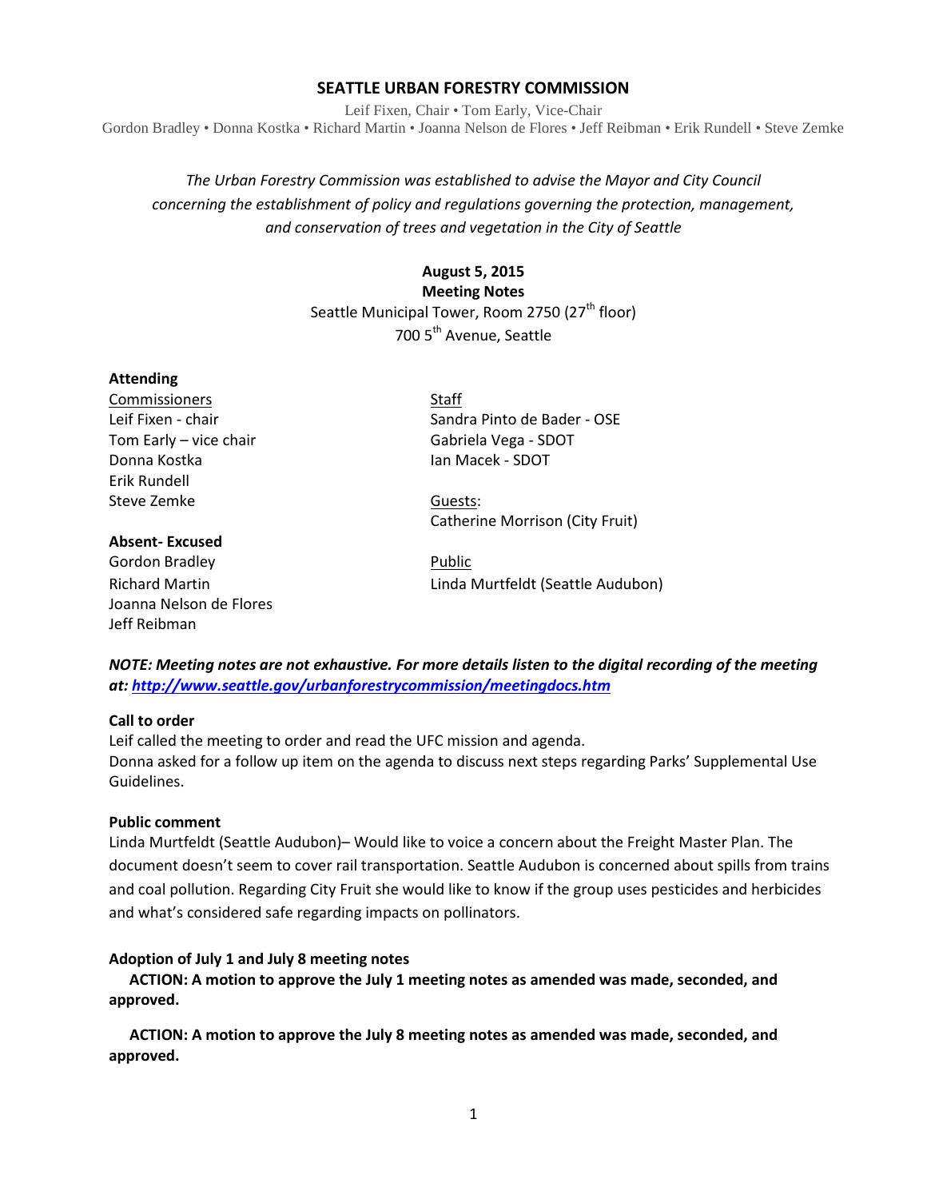# SEATTLE URBAN FORESTRY COMMISSION

Leif Fixen, Chair • Tom Early, Vice-Chair
Gordon Bradley • Donna Kostka • Richard Martin • Joanna Nelson de Flores • Jeff Reibman • Erik Rundell • Steve Zemke

*The Urban Forestry Commission was established to advise the Mayor and City Council concerning the establishment of policy and regulations governing the protection, management, and conservation of trees and vegetation in the City of Seattle*

**August 5, 2015**
**Meeting Notes**
Seattle Municipal Tower, Room 2750 (27th floor)
700 5th Avenue, Seattle

**Attending**

Commissioners
Leif Fixen - chair
Tom Early – vice chair
Donna Kostka
Erik Rundell
Steve Zemke

Staff
Sandra Pinto de Bader - OSE
Gabriela Vega - SDOT
Ian Macek - SDOT

Guests:
Catherine Morrison (City Fruit)

**Absent- Excused**
Gordon Bradley
Richard Martin
Joanna Nelson de Flores
Jeff Reibman

Public
Linda Murtfeldt (Seattle Audubon)

***NOTE: Meeting notes are not exhaustive. For more details listen to the digital recording of the meeting at: http://www.seattle.gov/urbanforestrycommission/meetingdocs.htm***

**Call to order**
Leif called the meeting to order and read the UFC mission and agenda.
Donna asked for a follow up item on the agenda to discuss next steps regarding Parks' Supplemental Use Guidelines.

**Public comment**
Linda Murtfeldt (Seattle Audubon)– Would like to voice a concern about the Freight Master Plan. The document doesn't seem to cover rail transportation. Seattle Audubon is concerned about spills from trains and coal pollution. Regarding City Fruit she would like to know if the group uses pesticides and herbicides and what's considered safe regarding impacts on pollinators.

**Adoption of July 1 and July 8 meeting notes**

**ACTION: A motion to approve the July 1 meeting notes as amended was made, seconded, and approved.**

**ACTION: A motion to approve the July 8 meeting notes as amended was made, seconded, and approved.**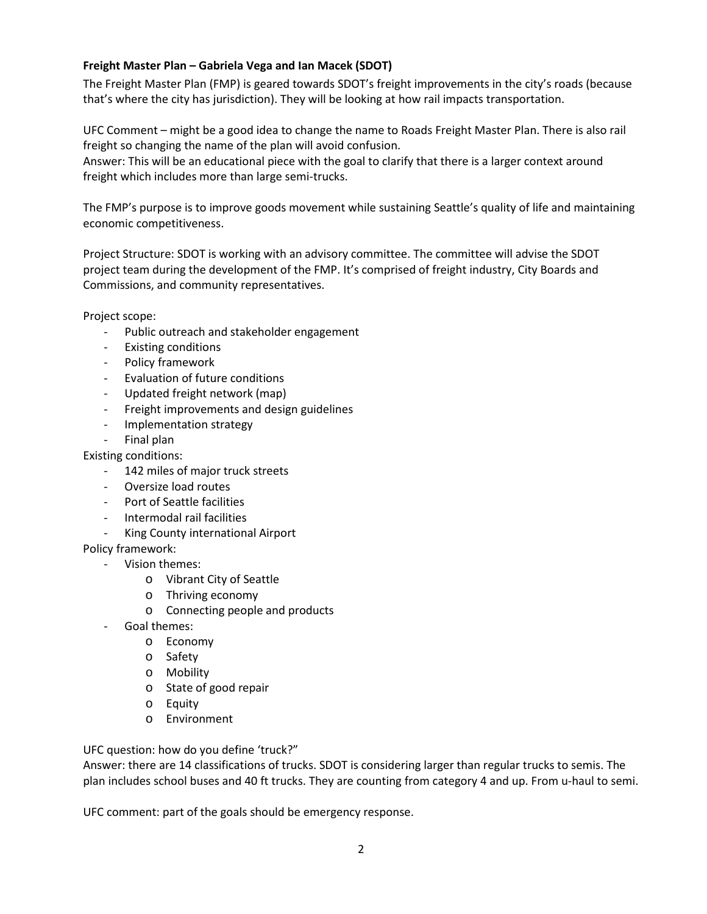**Freight Master Plan – Gabriela Vega and Ian Macek (SDOT)**

The Freight Master Plan (FMP) is geared towards SDOT's freight improvements in the city's roads (because that's where the city has jurisdiction). They will be looking at how rail impacts transportation.

UFC Comment – might be a good idea to change the name to Roads Freight Master Plan. There is also rail freight so changing the name of the plan will avoid confusion.
Answer: This will be an educational piece with the goal to clarify that there is a larger context around freight which includes more than large semi-trucks.

The FMP's purpose is to improve goods movement while sustaining Seattle's quality of life and maintaining economic competitiveness.

Project Structure: SDOT is working with an advisory committee. The committee will advise the SDOT project team during the development of the FMP. It's comprised of freight industry, City Boards and Commissions, and community representatives.

Project scope:

- Public outreach and stakeholder engagement
- Existing conditions
- Policy framework
- Evaluation of future conditions
- Updated freight network (map)
- Freight improvements and design guidelines
- Implementation strategy
- Final plan

Existing conditions:

- 142 miles of major truck streets
- Oversize load routes
- Port of Seattle facilities
- Intermodal rail facilities
- King County international Airport

Policy framework:

- Vision themes:
  - Vibrant City of Seattle
  - Thriving economy
  - Connecting people and products
- Goal themes:
  - Economy
  - Safety
  - Mobility
  - State of good repair
  - Equity
  - Environment

UFC question: how do you define 'truck?"
Answer: there are 14 classifications of trucks. SDOT is considering larger than regular trucks to semis. The plan includes school buses and 40 ft trucks. They are counting from category 4 and up. From u-haul to semi.

UFC comment: part of the goals should be emergency response.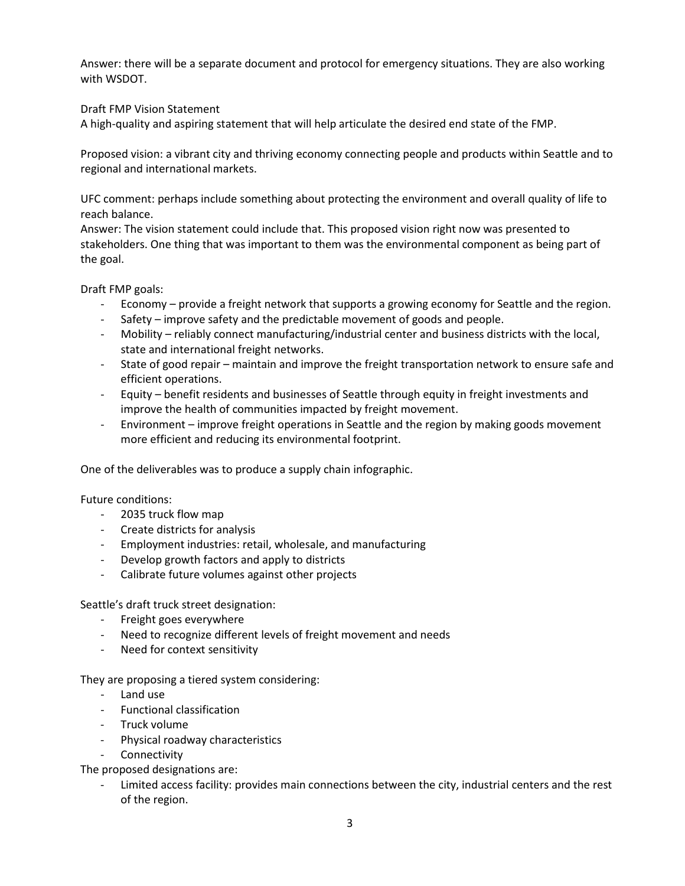Answer: there will be a separate document and protocol for emergency situations. They are also working with WSDOT.

Draft FMP Vision Statement
A high-quality and aspiring statement that will help articulate the desired end state of the FMP.

Proposed vision: a vibrant city and thriving economy connecting people and products within Seattle and to regional and international markets.

UFC comment: perhaps include something about protecting the environment and overall quality of life to reach balance.
Answer: The vision statement could include that. This proposed vision right now was presented to stakeholders. One thing that was important to them was the environmental component as being part of the goal.

Draft FMP goals:

- Economy – provide a freight network that supports a growing economy for Seattle and the region.
- Safety – improve safety and the predictable movement of goods and people.
- Mobility – reliably connect manufacturing/industrial center and business districts with the local, state and international freight networks.
- State of good repair – maintain and improve the freight transportation network to ensure safe and efficient operations.
- Equity – benefit residents and businesses of Seattle through equity in freight investments and improve the health of communities impacted by freight movement.
- Environment – improve freight operations in Seattle and the region by making goods movement more efficient and reducing its environmental footprint.

One of the deliverables was to produce a supply chain infographic.

Future conditions:

- 2035 truck flow map
- Create districts for analysis
- Employment industries: retail, wholesale, and manufacturing
- Develop growth factors and apply to districts
- Calibrate future volumes against other projects

Seattle's draft truck street designation:

- Freight goes everywhere
- Need to recognize different levels of freight movement and needs
- Need for context sensitivity

They are proposing a tiered system considering:

- Land use
- Functional classification
- Truck volume
- Physical roadway characteristics
- Connectivity

The proposed designations are:

- Limited access facility: provides main connections between the city, industrial centers and the rest of the region.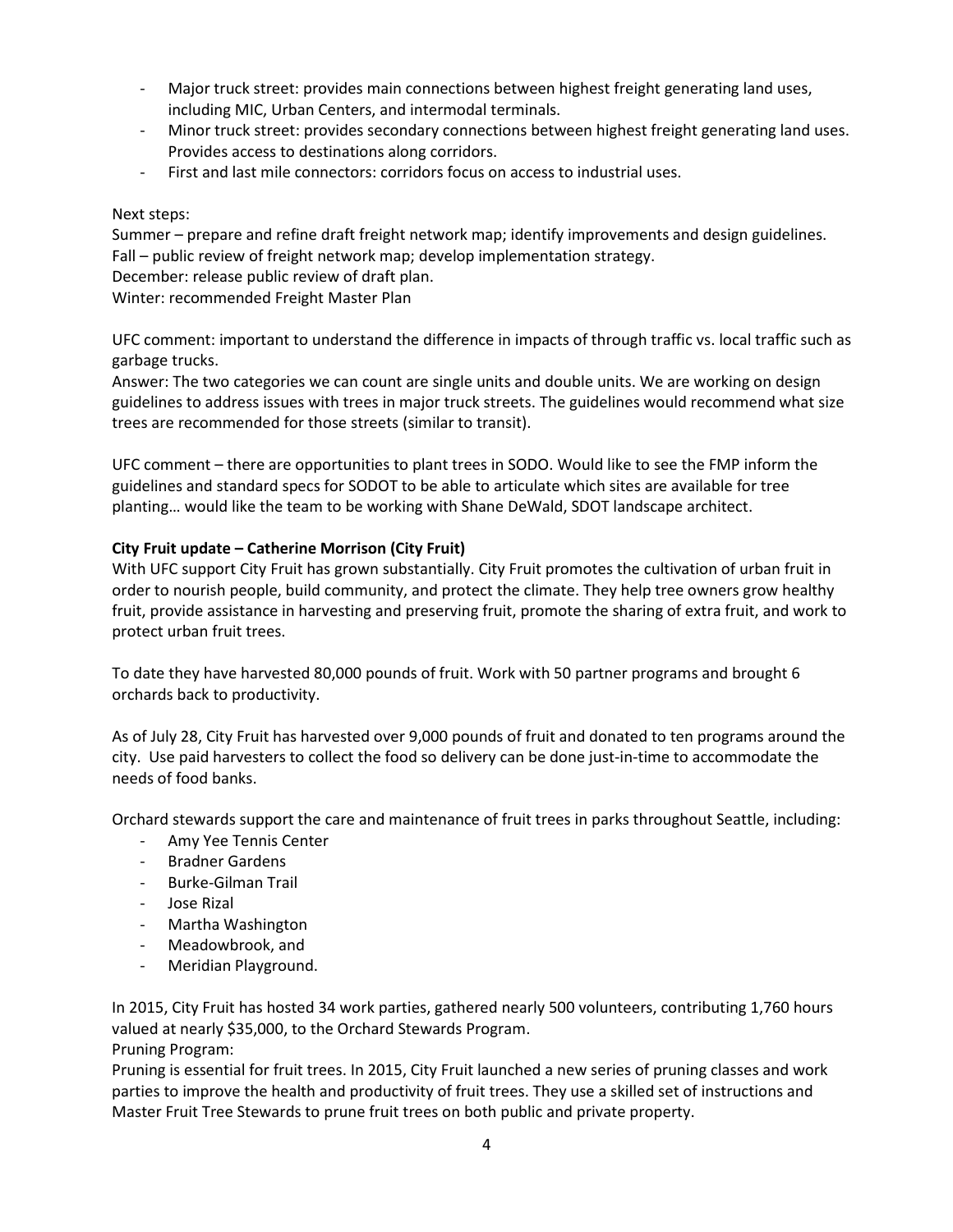- Major truck street: provides main connections between highest freight generating land uses, including MIC, Urban Centers, and intermodal terminals.
- Minor truck street: provides secondary connections between highest freight generating land uses. Provides access to destinations along corridors.
- First and last mile connectors: corridors focus on access to industrial uses.

Next steps:
Summer – prepare and refine draft freight network map; identify improvements and design guidelines.
Fall – public review of freight network map; develop implementation strategy.
December: release public review of draft plan.
Winter: recommended Freight Master Plan

UFC comment: important to understand the difference in impacts of through traffic vs. local traffic such as garbage trucks.
Answer: The two categories we can count are single units and double units. We are working on design guidelines to address issues with trees in major truck streets. The guidelines would recommend what size trees are recommended for those streets (similar to transit).

UFC comment – there are opportunities to plant trees in SODO. Would like to see the FMP inform the guidelines and standard specs for SODOT to be able to articulate which sites are available for tree planting… would like the team to be working with Shane DeWald, SDOT landscape architect.

**City Fruit update – Catherine Morrison (City Fruit)**
With UFC support City Fruit has grown substantially. City Fruit promotes the cultivation of urban fruit in order to nourish people, build community, and protect the climate. They help tree owners grow healthy fruit, provide assistance in harvesting and preserving fruit, promote the sharing of extra fruit, and work to protect urban fruit trees.

To date they have harvested 80,000 pounds of fruit. Work with 50 partner programs and brought 6 orchards back to productivity.

As of July 28, City Fruit has harvested over 9,000 pounds of fruit and donated to ten programs around the city. Use paid harvesters to collect the food so delivery can be done just-in-time to accommodate the needs of food banks.

Orchard stewards support the care and maintenance of fruit trees in parks throughout Seattle, including:

- Amy Yee Tennis Center
- Bradner Gardens
- Burke-Gilman Trail
- Jose Rizal
- Martha Washington
- Meadowbrook, and
- Meridian Playground.

In 2015, City Fruit has hosted 34 work parties, gathered nearly 500 volunteers, contributing 1,760 hours valued at nearly $35,000, to the Orchard Stewards Program.
Pruning Program:
Pruning is essential for fruit trees. In 2015, City Fruit launched a new series of pruning classes and work parties to improve the health and productivity of fruit trees. They use a skilled set of instructions and Master Fruit Tree Stewards to prune fruit trees on both public and private property.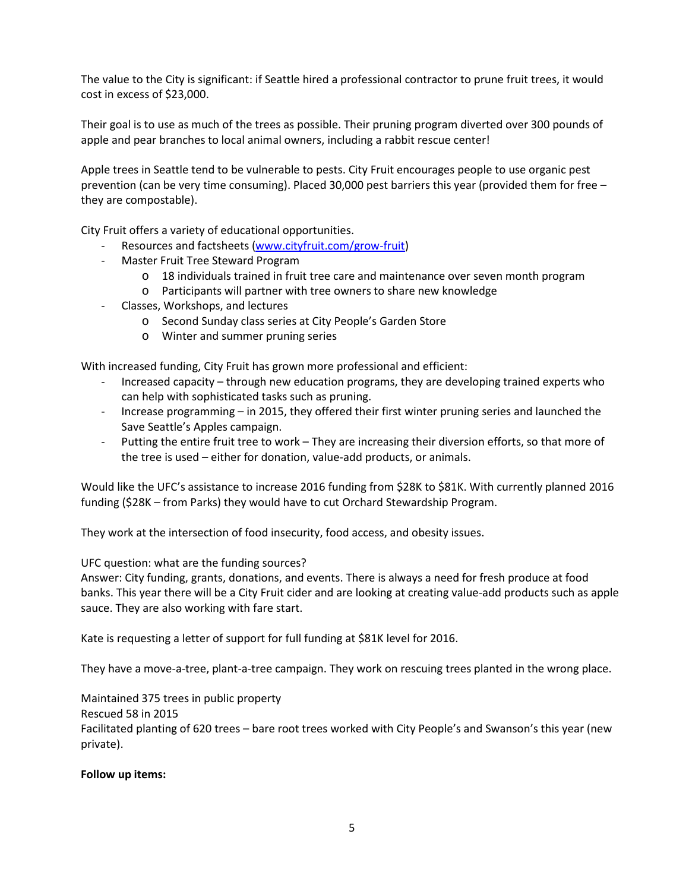The value to the City is significant: if Seattle hired a professional contractor to prune fruit trees, it would cost in excess of $23,000.

Their goal is to use as much of the trees as possible. Their pruning program diverted over 300 pounds of apple and pear branches to local animal owners, including a rabbit rescue center!

Apple trees in Seattle tend to be vulnerable to pests. City Fruit encourages people to use organic pest prevention (can be very time consuming). Placed 30,000 pest barriers this year (provided them for free – they are compostable).

City Fruit offers a variety of educational opportunities.

- Resources and factsheets ([www.cityfruit.com/grow-fruit](http://www.cityfruit.com/grow-fruit))
- Master Fruit Tree Steward Program
    - 18 individuals trained in fruit tree care and maintenance over seven month program
    - Participants will partner with tree owners to share new knowledge
- Classes, Workshops, and lectures
    - Second Sunday class series at City People's Garden Store
    - Winter and summer pruning series

With increased funding, City Fruit has grown more professional and efficient:

- Increased capacity – through new education programs, they are developing trained experts who can help with sophisticated tasks such as pruning.
- Increase programming – in 2015, they offered their first winter pruning series and launched the Save Seattle's Apples campaign.
- Putting the entire fruit tree to work – They are increasing their diversion efforts, so that more of the tree is used – either for donation, value-add products, or animals.

Would like the UFC's assistance to increase 2016 funding from $28K to $81K. With currently planned 2016 funding ($28K – from Parks) they would have to cut Orchard Stewardship Program.

They work at the intersection of food insecurity, food access, and obesity issues.

UFC question: what are the funding sources?
Answer: City funding, grants, donations, and events. There is always a need for fresh produce at food banks. This year there will be a City Fruit cider and are looking at creating value-add products such as apple sauce. They are also working with fare start.

Kate is requesting a letter of support for full funding at $81K level for 2016.

They have a move-a-tree, plant-a-tree campaign. They work on rescuing trees planted in the wrong place.

Maintained 375 trees in public property
Rescued 58 in 2015
Facilitated planting of 620 trees – bare root trees worked with City People's and Swanson's this year (new private).

**Follow up items:**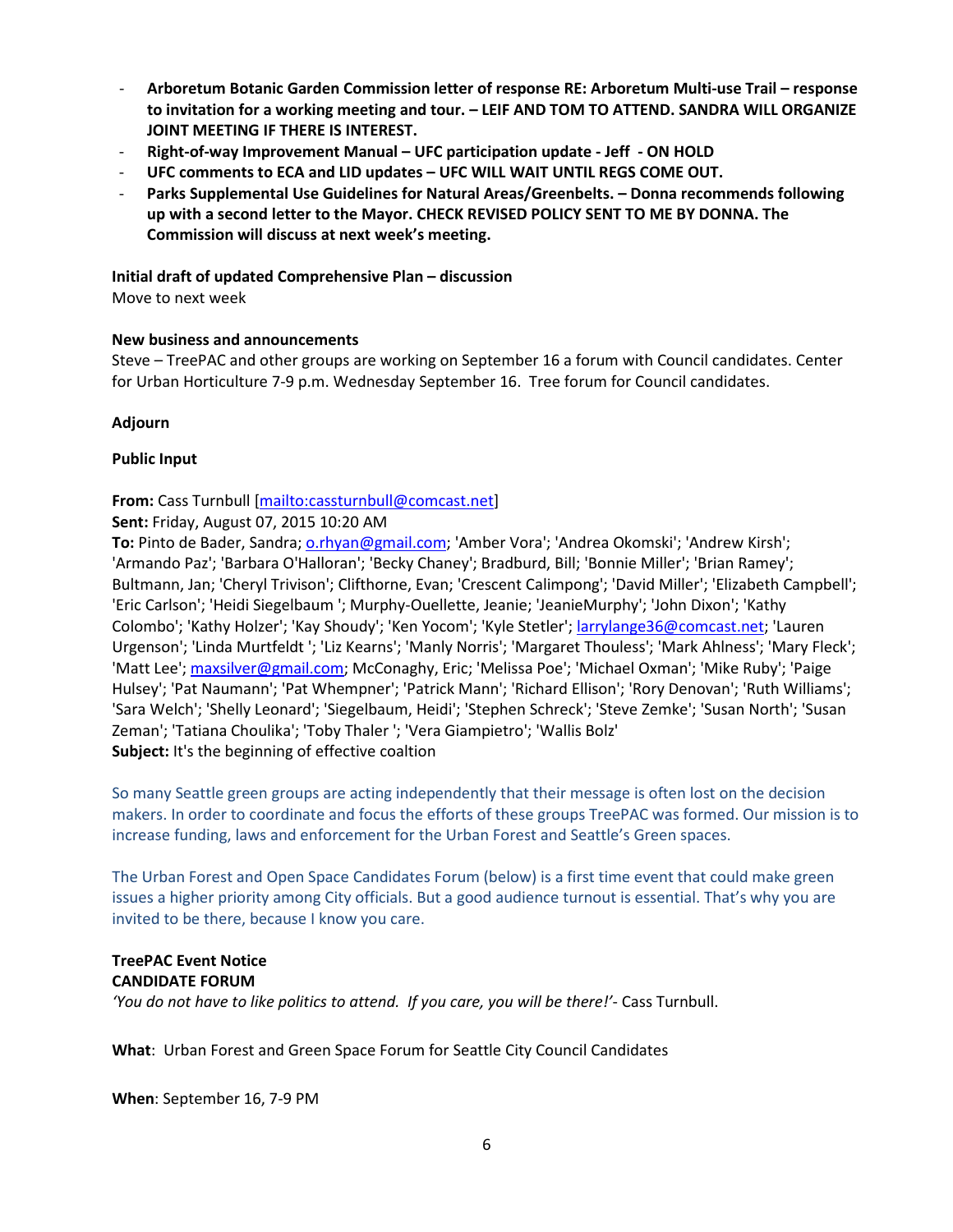- **Arboretum Botanic Garden Commission letter of response RE: Arboretum Multi-use Trail – response to invitation for a working meeting and tour. – LEIF AND TOM TO ATTEND. SANDRA WILL ORGANIZE JOINT MEETING IF THERE IS INTEREST.**
- **Right-of-way Improvement Manual – UFC participation update - Jeff - ON HOLD**
- **UFC comments to ECA and LID updates – UFC WILL WAIT UNTIL REGS COME OUT.**
- **Parks Supplemental Use Guidelines for Natural Areas/Greenbelts. – Donna recommends following up with a second letter to the Mayor. CHECK REVISED POLICY SENT TO ME BY DONNA. The Commission will discuss at next week's meeting.**

**Initial draft of updated Comprehensive Plan – discussion**
Move to next week

**New business and announcements**
Steve – TreePAC and other groups are working on September 16 a forum with Council candidates. Center for Urban Horticulture 7-9 p.m. Wednesday September 16. Tree forum for Council candidates.

**Adjourn**

**Public Input**

**From:** Cass Turnbull [mailto:cassturnbull@comcast.net]
**Sent:** Friday, August 07, 2015 10:20 AM
**To:** Pinto de Bader, Sandra; o.rhyan@gmail.com; 'Amber Vora'; 'Andrea Okomski'; 'Andrew Kirsh'; 'Armando Paz'; 'Barbara O'Halloran'; 'Becky Chaney'; Bradburd, Bill; 'Bonnie Miller'; 'Brian Ramey'; Bultmann, Jan; 'Cheryl Trivison'; Clifthorne, Evan; 'Crescent Calimpong'; 'David Miller'; 'Elizabeth Campbell'; 'Eric Carlson'; 'Heidi Siegelbaum '; Murphy-Ouellette, Jeanie; 'JeanieMurphy'; 'John Dixon'; 'Kathy Colombo'; 'Kathy Holzer'; 'Kay Shoudy'; 'Ken Yocom'; 'Kyle Stetler'; larrylange36@comcast.net; 'Lauren Urgenson'; 'Linda Murtfeldt '; 'Liz Kearns'; 'Manly Norris'; 'Margaret Thouless'; 'Mark Ahlness'; 'Mary Fleck'; 'Matt Lee'; maxsilver@gmail.com; McConaghy, Eric; 'Melissa Poe'; 'Michael Oxman'; 'Mike Ruby'; 'Paige Hulsey'; 'Pat Naumann'; 'Pat Whempner'; 'Patrick Mann'; 'Richard Ellison'; 'Rory Denovan'; 'Ruth Williams'; 'Sara Welch'; 'Shelly Leonard'; 'Siegelbaum, Heidi'; 'Stephen Schreck'; 'Steve Zemke'; 'Susan North'; 'Susan Zeman'; 'Tatiana Choulika'; 'Toby Thaler '; 'Vera Giampietro'; 'Wallis Bolz'
**Subject:** It's the beginning of effective coaltion

So many Seattle green groups are acting independently that their message is often lost on the decision makers. In order to coordinate and focus the efforts of these groups TreePAC was formed. Our mission is to increase funding, laws and enforcement for the Urban Forest and Seattle's Green spaces.

The Urban Forest and Open Space Candidates Forum (below) is a first time event that could make green issues a higher priority among City officials. But a good audience turnout is essential. That's why you are invited to be there, because I know you care.

**TreePAC Event Notice**
**CANDIDATE FORUM**
*'You do not have to like politics to attend. If you care, you will be there!'*- Cass Turnbull.

**What**: Urban Forest and Green Space Forum for Seattle City Council Candidates

**When**: September 16, 7-9 PM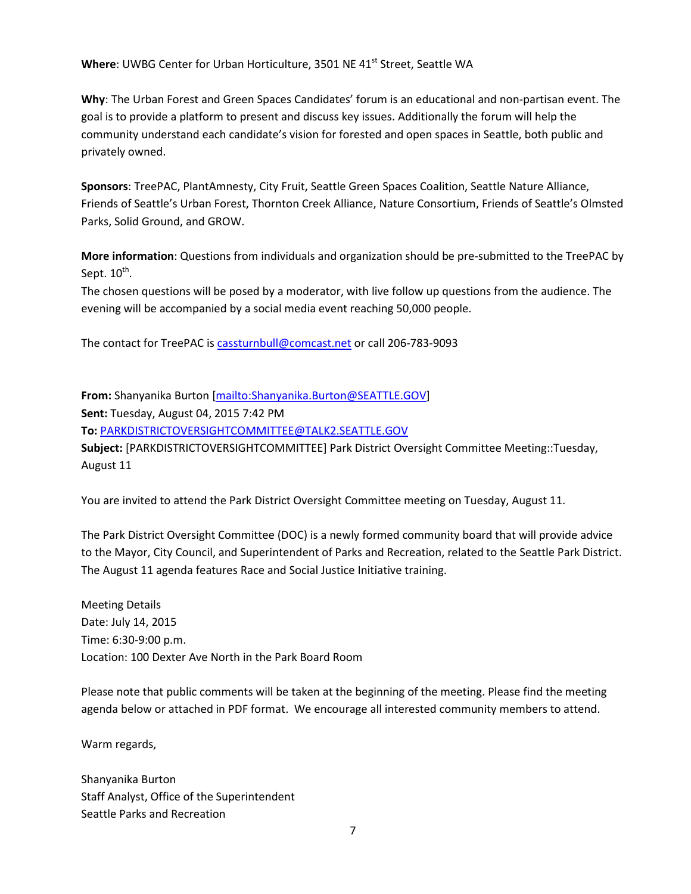**Where**: UWBG Center for Urban Horticulture, 3501 NE 41st Street, Seattle WA

**Why**: The Urban Forest and Green Spaces Candidates' forum is an educational and non-partisan event. The goal is to provide a platform to present and discuss key issues. Additionally the forum will help the community understand each candidate's vision for forested and open spaces in Seattle, both public and privately owned.

**Sponsors**: TreePAC, PlantAmnesty, City Fruit, Seattle Green Spaces Coalition, Seattle Nature Alliance, Friends of Seattle's Urban Forest, Thornton Creek Alliance, Nature Consortium, Friends of Seattle's Olmsted Parks, Solid Ground, and GROW.

**More information**: Questions from individuals and organization should be pre-submitted to the TreePAC by Sept. 10th.

The chosen questions will be posed by a moderator, with live follow up questions from the audience. The evening will be accompanied by a social media event reaching 50,000 people.

The contact for TreePAC is cassturnbull@comcast.net or call 206-783-9093

**From:** Shanyanika Burton [mailto:Shanyanika.Burton@SEATTLE.GOV]
**Sent:** Tuesday, August 04, 2015 7:42 PM
**To:** PARKDISTRICTOVERSIGHTCOMMITTEE@TALK2.SEATTLE.GOV
**Subject:** [PARKDISTRICTOVERSIGHTCOMMITTEE] Park District Oversight Committee Meeting::Tuesday, August 11

You are invited to attend the Park District Oversight Committee meeting on Tuesday, August 11.

The Park District Oversight Committee (DOC) is a newly formed community board that will provide advice to the Mayor, City Council, and Superintendent of Parks and Recreation, related to the Seattle Park District. The August 11 agenda features Race and Social Justice Initiative training.

Meeting Details
Date: July 14, 2015
Time: 6:30-9:00 p.m.
Location: 100 Dexter Ave North in the Park Board Room

Please note that public comments will be taken at the beginning of the meeting. Please find the meeting agenda below or attached in PDF format. We encourage all interested community members to attend.

Warm regards,

Shanyanika Burton
Staff Analyst, Office of the Superintendent
Seattle Parks and Recreation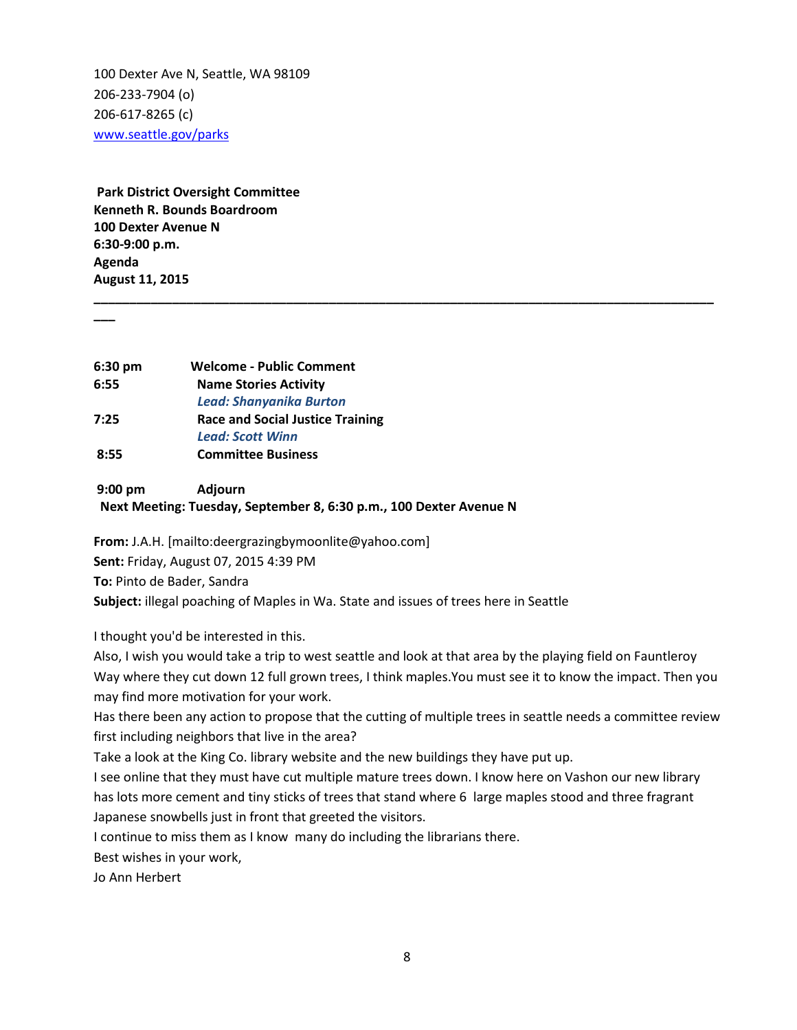100 Dexter Ave N, Seattle, WA 98109
206-233-7904 (o)
206-617-8265 (c)
[www.seattle.gov/parks](http://www.seattle.gov/parks)

**Park District Oversight Committee**
**Kenneth R. Bounds Boardroom**
**100 Dexter Avenue N**
**6:30-9:00 p.m.**
**Agenda**
**August 11, 2015**

---

| | |
|---|---|
| **6:30 pm** | **Welcome - Public Comment** |
| **6:55** | **Name Stories Activity**<br>***Lead: Shanyanika Burton*** |
| **7:25** | **Race and Social Justice Training**<br>***Lead: Scott Winn*** |
| **8:55** | **Committee Business** |
| **9:00 pm** | **Adjourn** |

**Next Meeting: Tuesday, September 8, 6:30 p.m., 100 Dexter Avenue N**

**From:** J.A.H. [mailto:deergrazingbymoonlite@yahoo.com]
**Sent:** Friday, August 07, 2015 4:39 PM
**To:** Pinto de Bader, Sandra
**Subject:** illegal poaching of Maples in Wa. State and issues of trees here in Seattle

I thought you'd be interested in this.
Also, I wish you would take a trip to west seattle and look at that area by the playing field on Fauntleroy Way where they cut down 12 full grown trees, I think maples.You must see it to know the impact. Then you may find more motivation for your work.
Has there been any action to propose that the cutting of multiple trees in seattle needs a committee review first including neighbors that live in the area?
Take a look at the King Co. library website and the new buildings they have put up.
I see online that they must have cut multiple mature trees down. I know here on Vashon our new library has lots more cement and tiny sticks of trees that stand where 6 large maples stood and three fragrant Japanese snowbells just in front that greeted the visitors.
I continue to miss them as I know many do including the librarians there.
Best wishes in your work,
Jo Ann Herbert